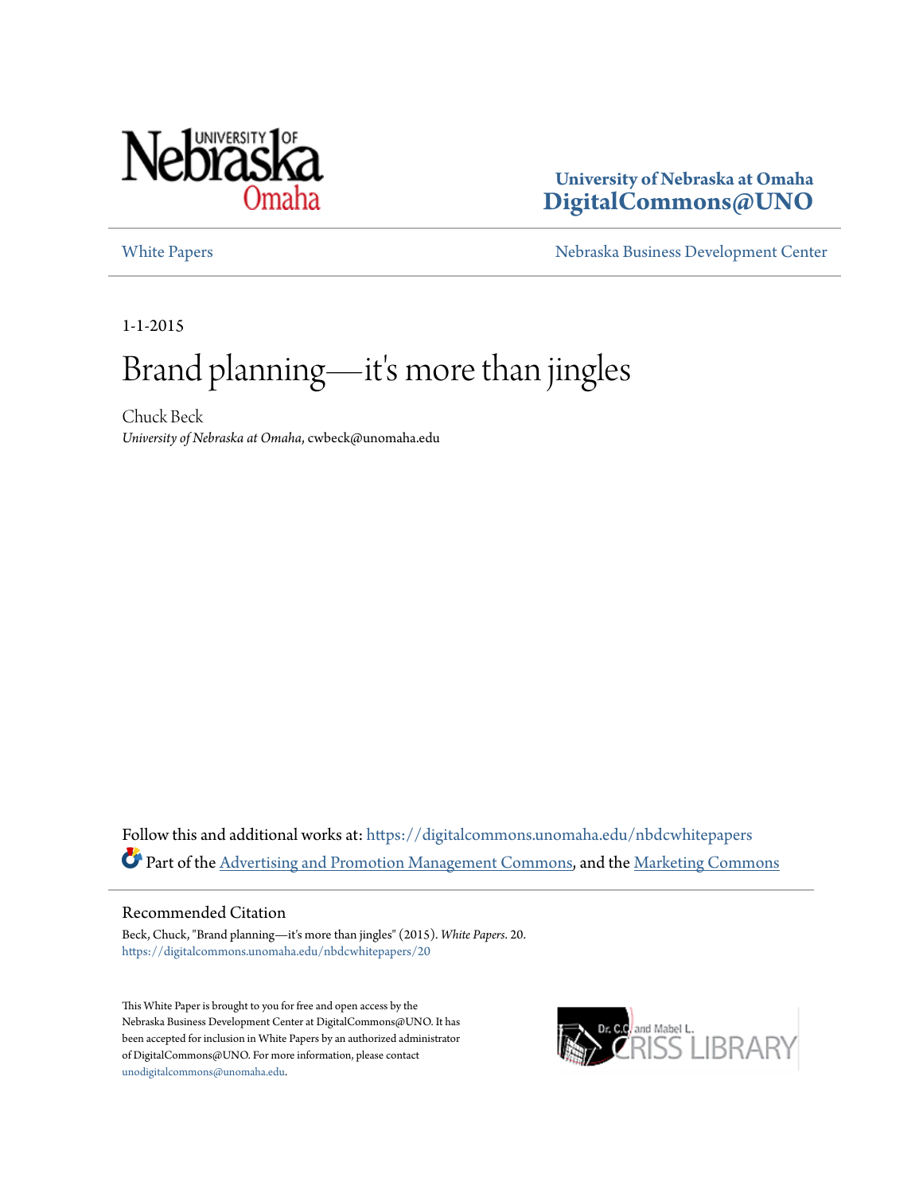University of Nebraska at Omaha
**DigitalCommons@UNO**

White Papers | Nebraska Business Development Center

1-1-2015

# Brand planning—it's more than jingles

Chuck Beck
*University of Nebraska at Omaha*, cwbeck@unomaha.edu

Follow this and additional works at: https://digitalcommons.unomaha.edu/nbdcwhitepapers

Part of the Advertising and Promotion Management Commons, and the Marketing Commons

## Recommended Citation

Beck, Chuck, "Brand planning—it's more than jingles" (2015). *White Papers*. 20.
https://digitalcommons.unomaha.edu/nbdcwhitepapers/20

This White Paper is brought to you for free and open access by the Nebraska Business Development Center at DigitalCommons@UNO. It has been accepted for inclusion in White Papers by an authorized administrator of DigitalCommons@UNO. For more information, please contact unodigitalcommons@unomaha.edu.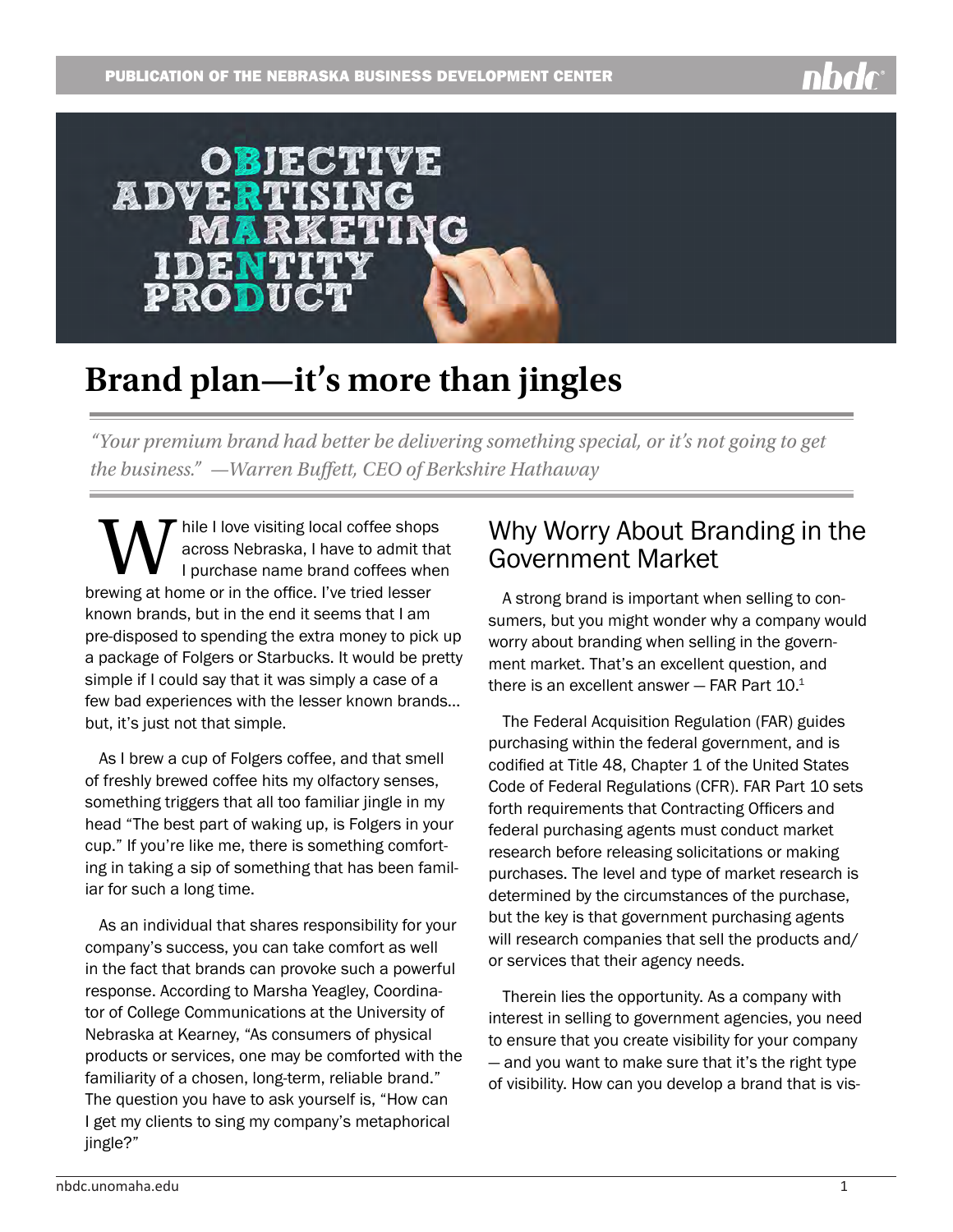# Brand plan—it's more than jingles

*"Your premium brand had better be delivering something special, or it's not going to get the business." —Warren Buffett, CEO of Berkshire Hathaway*

While I love visiting local coffee shops across Nebraska, I have to admit that I purchase name brand coffees when brewing at home or in the office. I've tried lesser known brands, but in the end it seems that I am pre-disposed to spending the extra money to pick up a package of Folgers or Starbucks. It would be pretty simple if I could say that it was simply a case of a few bad experiences with the lesser known brands... but, it's just not that simple.

As I brew a cup of Folgers coffee, and that smell of freshly brewed coffee hits my olfactory senses, something triggers that all too familiar jingle in my head "The best part of waking up, is Folgers in your cup." If you're like me, there is something comforting in taking a sip of something that has been familiar for such a long time.

As an individual that shares responsibility for your company's success, you can take comfort as well in the fact that brands can provoke such a powerful response. According to Marsha Yeagley, Coordinator of College Communications at the University of Nebraska at Kearney, "As consumers of physical products or services, one may be comforted with the familiarity of a chosen, long-term, reliable brand." The question you have to ask yourself is, "How can I get my clients to sing my company's metaphorical jingle?"

## Why Worry About Branding in the Government Market

A strong brand is important when selling to consumers, but you might wonder why a company would worry about branding when selling in the government market. That's an excellent question, and there is an excellent answer — FAR Part 10.[1]

The Federal Acquisition Regulation (FAR) guides purchasing within the federal government, and is codified at Title 48, Chapter 1 of the United States Code of Federal Regulations (CFR). FAR Part 10 sets forth requirements that Contracting Officers and federal purchasing agents must conduct market research before releasing solicitations or making purchases. The level and type of market research is determined by the circumstances of the purchase, but the key is that government purchasing agents will research companies that sell the products and/or services that their agency needs.

Therein lies the opportunity. As a company with interest in selling to government agencies, you need to ensure that you create visibility for your company — and you want to make sure that it's the right type of visibility. How can you develop a brand that is vis-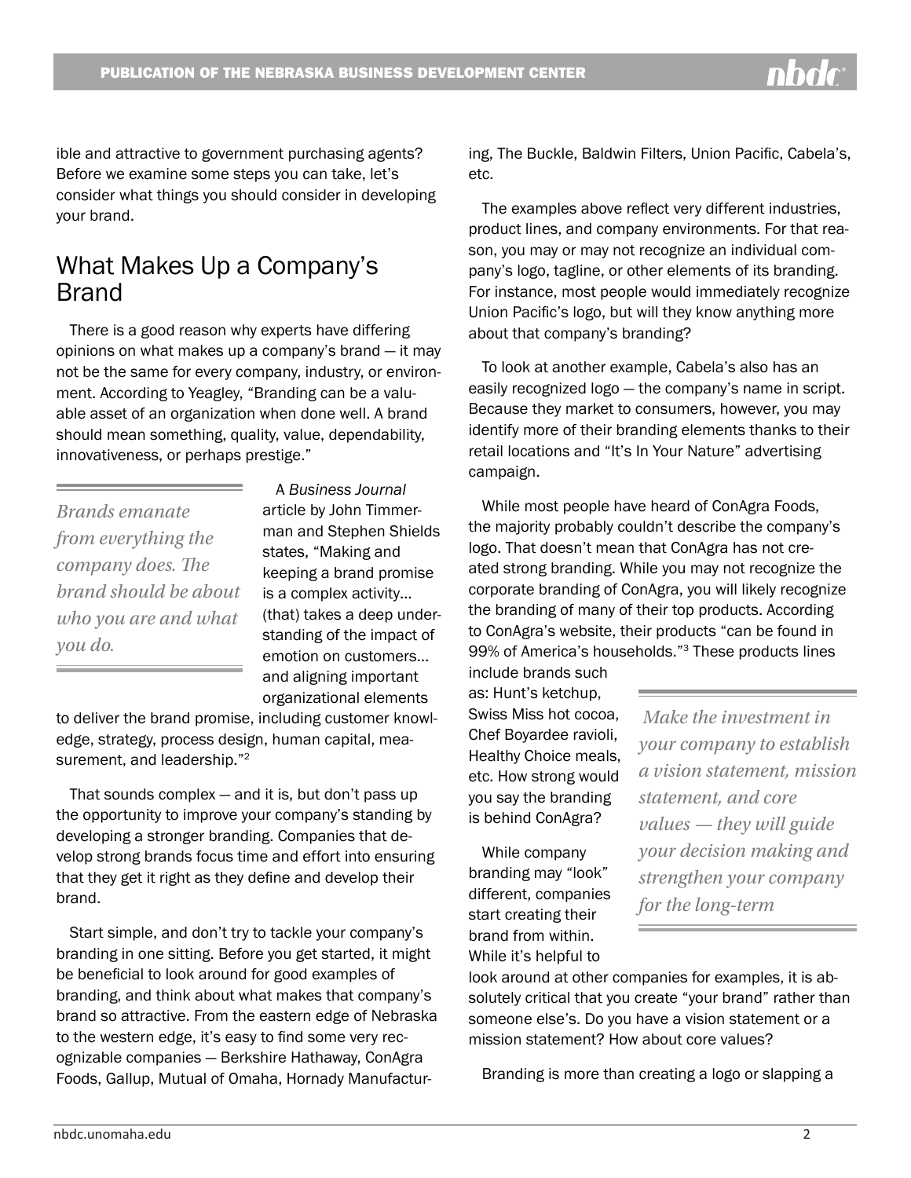ible and attractive to government purchasing agents? Before we examine some steps you can take, let's consider what things you should consider in developing your brand.

## What Makes Up a Company's Brand

There is a good reason why experts have differing opinions on what makes up a company's brand — it may not be the same for every company, industry, or environment. According to Yeagley, "Branding can be a valuable asset of an organization when done well. A brand should mean something, quality, value, dependability, innovativeness, or perhaps prestige."

> *Brands emanate from everything the company does. The brand should be about who you are and what you do.*

A *Business Journal* article by John Timmerman and Stephen Shields states, "Making and keeping a brand promise is a complex activity... (that) takes a deep understanding of the impact of emotion on customers... and aligning important organizational elements to deliver the brand promise, including customer knowledge, strategy, process design, human capital, measurement, and leadership."[2]

That sounds complex — and it is, but don't pass up the opportunity to improve your company's standing by developing a stronger branding. Companies that develop strong brands focus time and effort into ensuring that they get it right as they define and develop their brand.

Start simple, and don't try to tackle your company's branding in one sitting. Before you get started, it might be beneficial to look around for good examples of branding, and think about what makes that company's brand so attractive. From the eastern edge of Nebraska to the western edge, it's easy to find some very recognizable companies — Berkshire Hathaway, ConAgra Foods, Gallup, Mutual of Omaha, Hornady Manufacturing, The Buckle, Baldwin Filters, Union Pacific, Cabela's, etc.

The examples above reflect very different industries, product lines, and company environments. For that reason, you may or may not recognize an individual company's logo, tagline, or other elements of its branding. For instance, most people would immediately recognize Union Pacific's logo, but will they know anything more about that company's branding?

To look at another example, Cabela's also has an easily recognized logo — the company's name in script. Because they market to consumers, however, you may identify more of their branding elements thanks to their retail locations and "It's In Your Nature" advertising campaign.

While most people have heard of ConAgra Foods, the majority probably couldn't describe the company's logo. That doesn't mean that ConAgra has not created strong branding. While you may not recognize the corporate branding of ConAgra, you will likely recognize the branding of many of their top products. According to ConAgra's website, their products "can be found in 99% of America's households."[3] These products lines include brands such as: Hunt's ketchup, Swiss Miss hot cocoa, Chef Boyardee ravioli, Healthy Choice meals, etc. How strong would you say the branding is behind ConAgra?

> *Make the investment in your company to establish a vision statement, mission statement, and core values — they will guide your decision making and strengthen your company for the long-term*

While company branding may "look" different, companies start creating their brand from within. While it's helpful to look around at other companies for examples, it is absolutely critical that you create "your brand" rather than someone else's. Do you have a vision statement or a mission statement? How about core values?

Branding is more than creating a logo or slapping a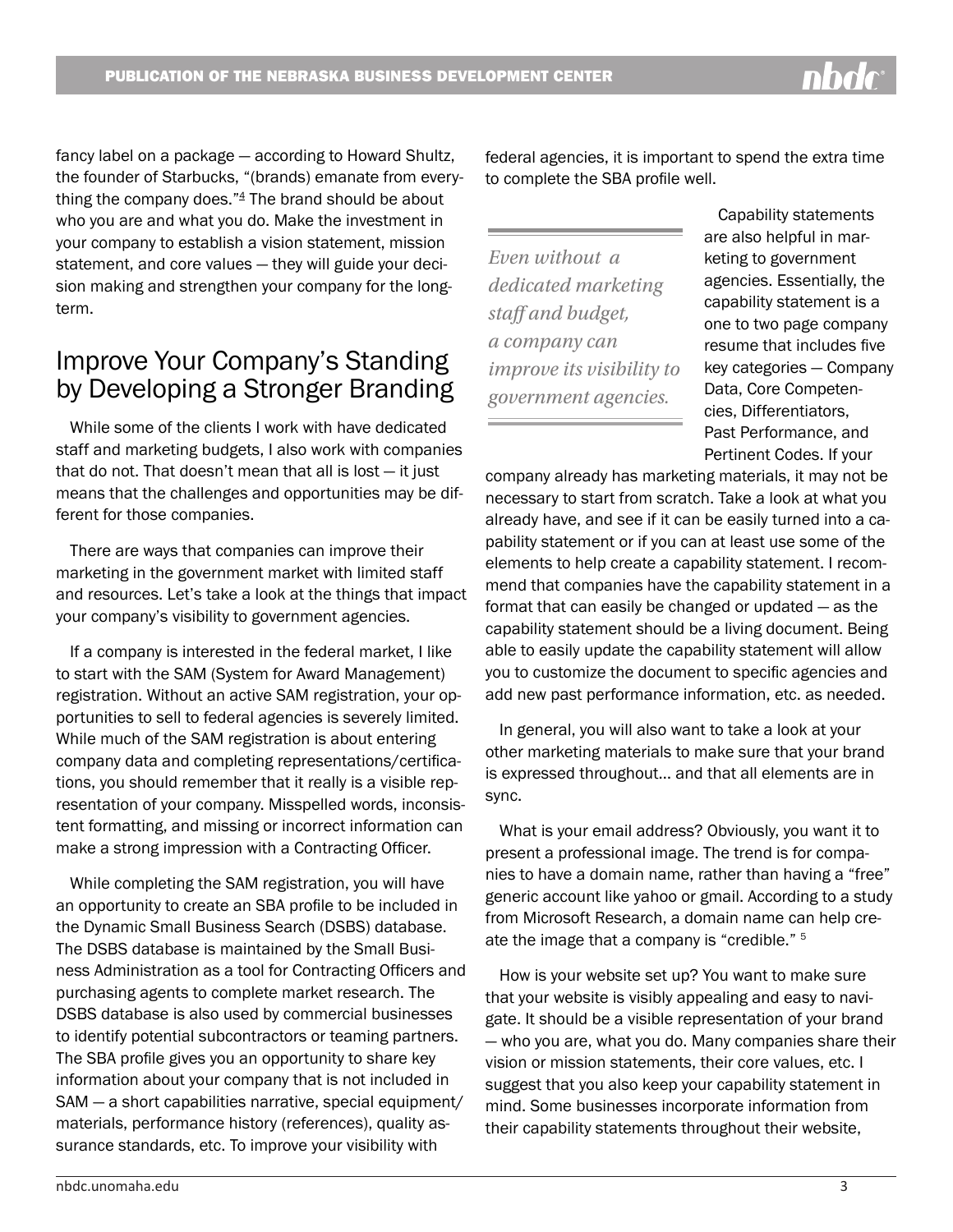fancy label on a package — according to Howard Shultz, the founder of Starbucks, "(brands) emanate from everything the company does."[4] The brand should be about who you are and what you do. Make the investment in your company to establish a vision statement, mission statement, and core values — they will guide your decision making and strengthen your company for the long-term.

## Improve Your Company's Standing by Developing a Stronger Branding

While some of the clients I work with have dedicated staff and marketing budgets, I also work with companies that do not. That doesn't mean that all is lost — it just means that the challenges and opportunities may be different for those companies.

There are ways that companies can improve their marketing in the government market with limited staff and resources. Let's take a look at the things that impact your company's visibility to government agencies.

If a company is interested in the federal market, I like to start with the SAM (System for Award Management) registration. Without an active SAM registration, your opportunities to sell to federal agencies is severely limited. While much of the SAM registration is about entering company data and completing representations/certifications, you should remember that it really is a visible representation of your company. Misspelled words, inconsistent formatting, and missing or incorrect information can make a strong impression with a Contracting Officer.

While completing the SAM registration, you will have an opportunity to create an SBA profile to be included in the Dynamic Small Business Search (DSBS) database. The DSBS database is maintained by the Small Business Administration as a tool for Contracting Officers and purchasing agents to complete market research. The DSBS database is also used by commercial businesses to identify potential subcontractors or teaming partners. The SBA profile gives you an opportunity to share key information about your company that is not included in SAM — a short capabilities narrative, special equipment/materials, performance history (references), quality assurance standards, etc. To improve your visibility with federal agencies, it is important to spend the extra time to complete the SBA profile well.

*Even without a dedicated marketing staff and budget, a company can improve its visibility to government agencies.*

Capability statements are also helpful in marketing to government agencies. Essentially, the capability statement is a one to two page company resume that includes five key categories — Company Data, Core Competencies, Differentiators, Past Performance, and Pertinent Codes. If your company already has marketing materials, it may not be necessary to start from scratch. Take a look at what you already have, and see if it can be easily turned into a capability statement or if you can at least use some of the elements to help create a capability statement. I recommend that companies have the capability statement in a format that can easily be changed or updated — as the capability statement should be a living document. Being able to easily update the capability statement will allow you to customize the document to specific agencies and add new past performance information, etc. as needed.

In general, you will also want to take a look at your other marketing materials to make sure that your brand is expressed throughout… and that all elements are in sync.

What is your email address? Obviously, you want it to present a professional image. The trend is for companies to have a domain name, rather than having a "free" generic account like yahoo or gmail. According to a study from Microsoft Research, a domain name can help create the image that a company is "credible." [5]

How is your website set up? You want to make sure that your website is visibly appealing and easy to navigate. It should be a visible representation of your brand — who you are, what you do. Many companies share their vision or mission statements, their core values, etc. I suggest that you also keep your capability statement in mind. Some businesses incorporate information from their capability statements throughout their website,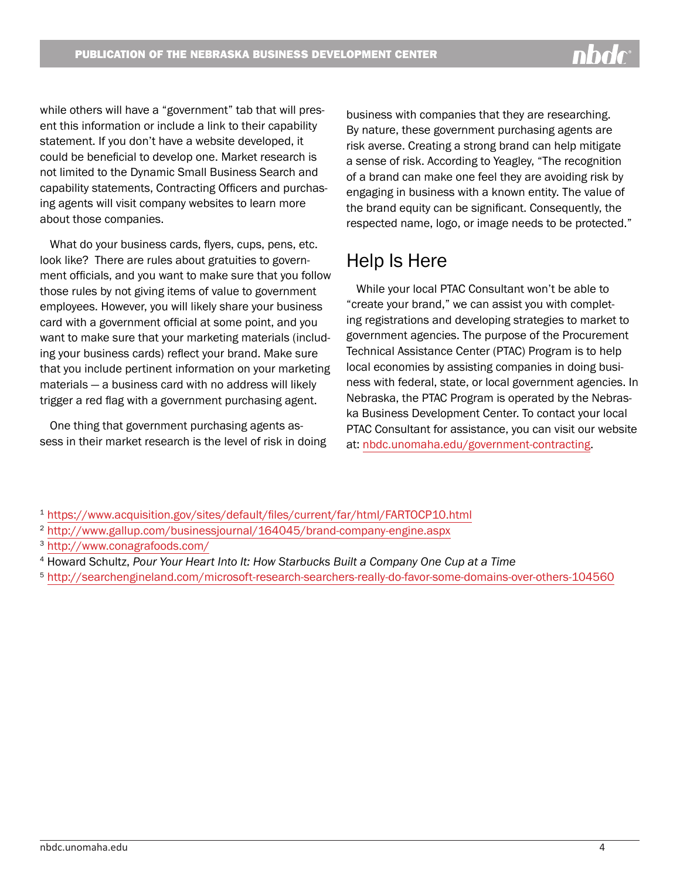while others will have a "government" tab that will present this information or include a link to their capability statement. If you don't have a website developed, it could be beneficial to develop one. Market research is not limited to the Dynamic Small Business Search and capability statements, Contracting Officers and purchasing agents will visit company websites to learn more about those companies.

What do your business cards, flyers, cups, pens, etc. look like? There are rules about gratuities to government officials, and you want to make sure that you follow those rules by not giving items of value to government employees. However, you will likely share your business card with a government official at some point, and you want to make sure that your marketing materials (including your business cards) reflect your brand. Make sure that you include pertinent information on your marketing materials — a business card with no address will likely trigger a red flag with a government purchasing agent.

One thing that government purchasing agents assess in their market research is the level of risk in doing business with companies that they are researching. By nature, these government purchasing agents are risk averse. Creating a strong brand can help mitigate a sense of risk. According to Yeagley, "The recognition of a brand can make one feel they are avoiding risk by engaging in business with a known entity. The value of the brand equity can be significant. Consequently, the respected name, logo, or image needs to be protected."

## Help Is Here

While your local PTAC Consultant won't be able to "create your brand," we can assist you with completing registrations and developing strategies to market to government agencies. The purpose of the Procurement Technical Assistance Center (PTAC) Program is to help local economies by assisting companies in doing business with federal, state, or local government agencies. In Nebraska, the PTAC Program is operated by the Nebraska Business Development Center. To contact your local PTAC Consultant for assistance, you can visit our website at: nbdc.unomaha.edu/government-contracting.

[1] https://www.acquisition.gov/sites/default/files/current/far/html/FARTOCP10.html
[2] http://www.gallup.com/businessjournal/164045/brand-company-engine.aspx
[3] http://www.conagrafoods.com/
[4] Howard Schultz, *Pour Your Heart Into It: How Starbucks Built a Company One Cup at a Time*
[5] http://searchengineland.com/microsoft-research-searchers-really-do-favor-some-domains-over-others-104560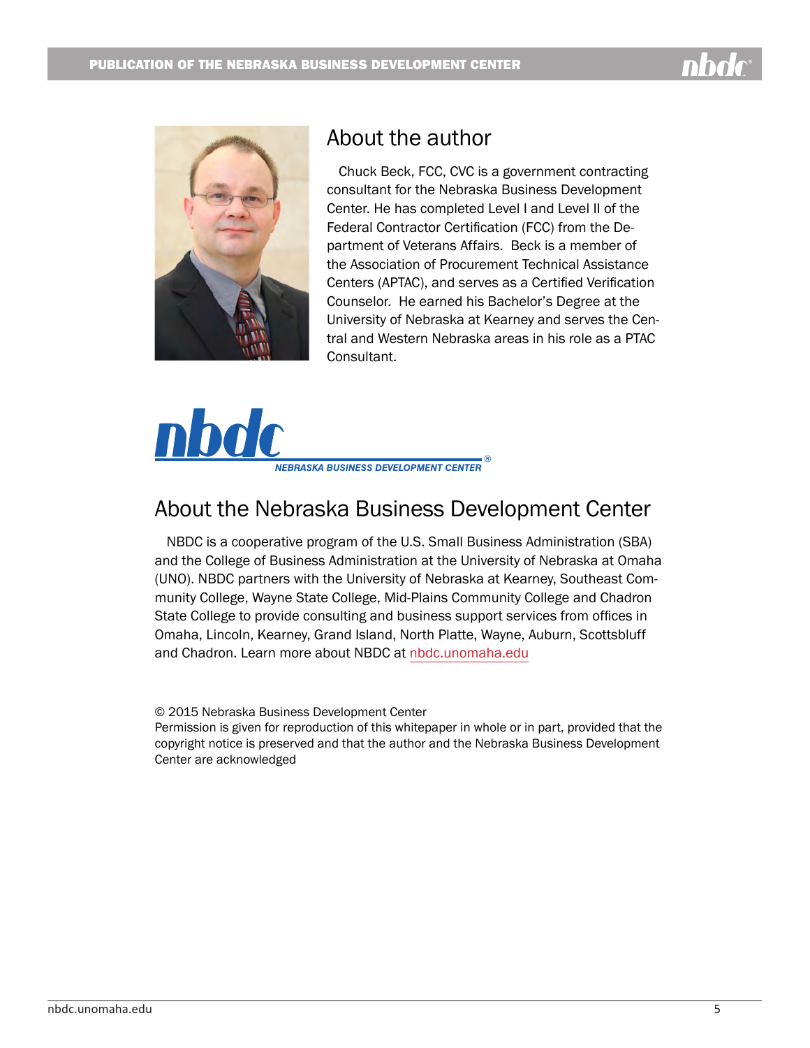## About the author

Chuck Beck, FCC, CVC is a government contracting consultant for the Nebraska Business Development Center. He has completed Level I and Level II of the Federal Contractor Certification (FCC) from the Department of Veterans Affairs. Beck is a member of the Association of Procurement Technical Assistance Centers (APTAC), and serves as a Certified Verification Counselor. He earned his Bachelor's Degree at the University of Nebraska at Kearney and serves the Central and Western Nebraska areas in his role as a PTAC Consultant.

nbdc
NEBRASKA BUSINESS DEVELOPMENT CENTER®

## About the Nebraska Business Development Center

NBDC is a cooperative program of the U.S. Small Business Administration (SBA) and the College of Business Administration at the University of Nebraska at Omaha (UNO). NBDC partners with the University of Nebraska at Kearney, Southeast Community College, Wayne State College, Mid-Plains Community College and Chadron State College to provide consulting and business support services from offices in Omaha, Lincoln, Kearney, Grand Island, North Platte, Wayne, Auburn, Scottsbluff and Chadron. Learn more about NBDC at nbdc.unomaha.edu

© 2015 Nebraska Business Development Center
Permission is given for reproduction of this whitepaper in whole or in part, provided that the copyright notice is preserved and that the author and the Nebraska Business Development Center are acknowledged